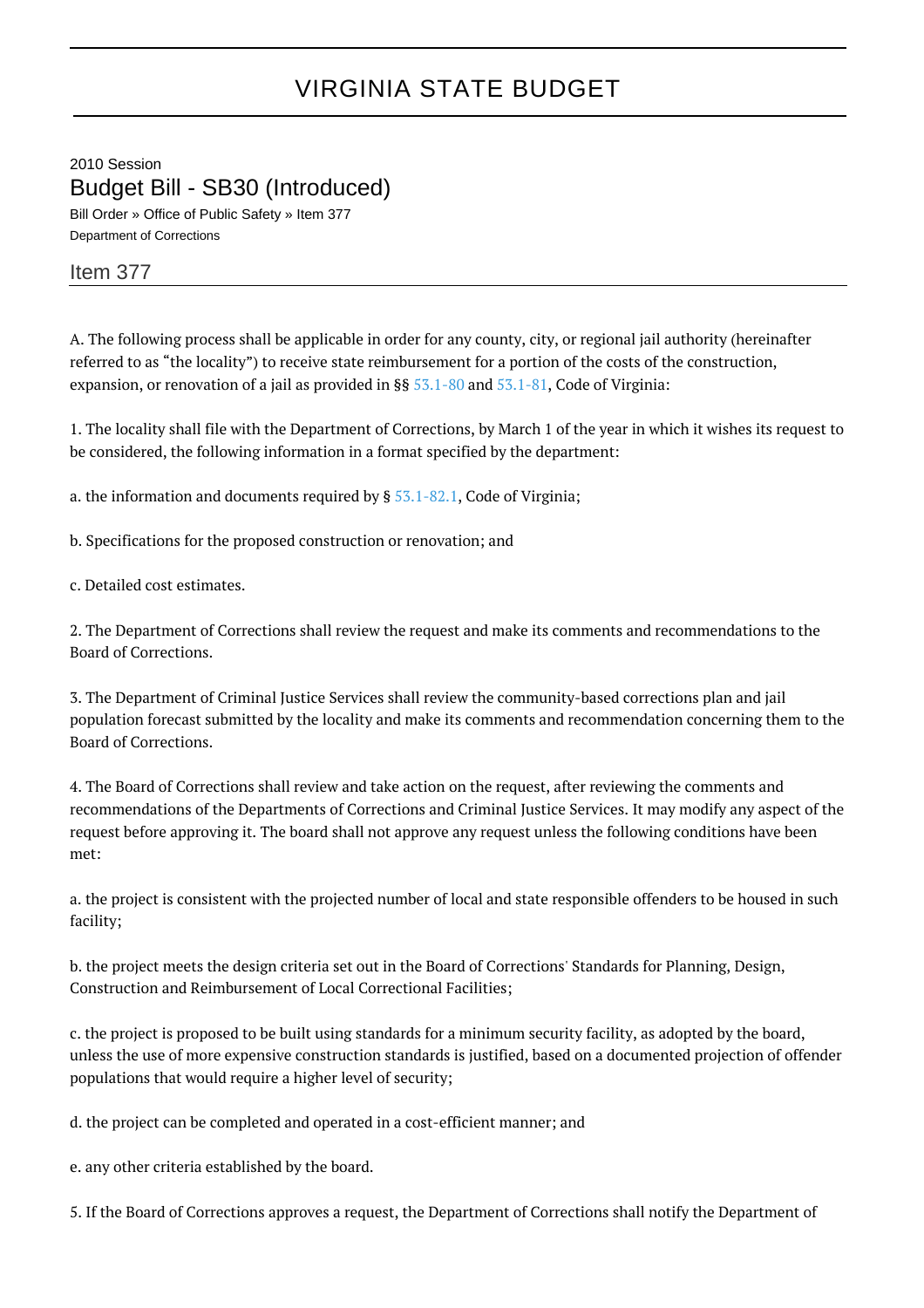# VIRGINIA STATE BUDGET

2010 Session

## Budget Bill - SB30 (Introduced)

Bill Order » Office of Public Safety » Item 377

Department of Corrections

### Item 377

A. The following process shall be applicable in order for any county, city, or regional jail authority (hereinafter referred to as "the locality") to receive state reimbursement for a portion of the costs of the construction, expansion, or renovation of a jail as provided in §§ 53.1-80 and 53.1-81, Code of Virginia:

1. The locality shall file with the Department of Corrections, by March 1 of the year in which it wishes its request to be considered, the following information in a format specified by the department:

a. the information and documents required by § 53.1-82.1, Code of Virginia;

b. Specifications for the proposed construction or renovation; and

c. Detailed cost estimates.

2. The Department of Corrections shall review the request and make its comments and recommendations to the Board of Corrections.

3. The Department of Criminal Justice Services shall review the community-based corrections plan and jail population forecast submitted by the locality and make its comments and recommendation concerning them to the Board of Corrections.

4. The Board of Corrections shall review and take action on the request, after reviewing the comments and recommendations of the Departments of Corrections and Criminal Justice Services. It may modify any aspect of the request before approving it. The board shall not approve any request unless the following conditions have been met:

a. the project is consistent with the projected number of local and state responsible offenders to be housed in such facility;

b. the project meets the design criteria set out in the Board of Corrections' Standards for Planning, Design, Construction and Reimbursement of Local Correctional Facilities;

c. the project is proposed to be built using standards for a minimum security facility, as adopted by the board, unless the use of more expensive construction standards is justified, based on a documented projection of offender populations that would require a higher level of security;

d. the project can be completed and operated in a cost-efficient manner; and

e. any other criteria established by the board.

5. If the Board of Corrections approves a request, the Department of Corrections shall notify the Department of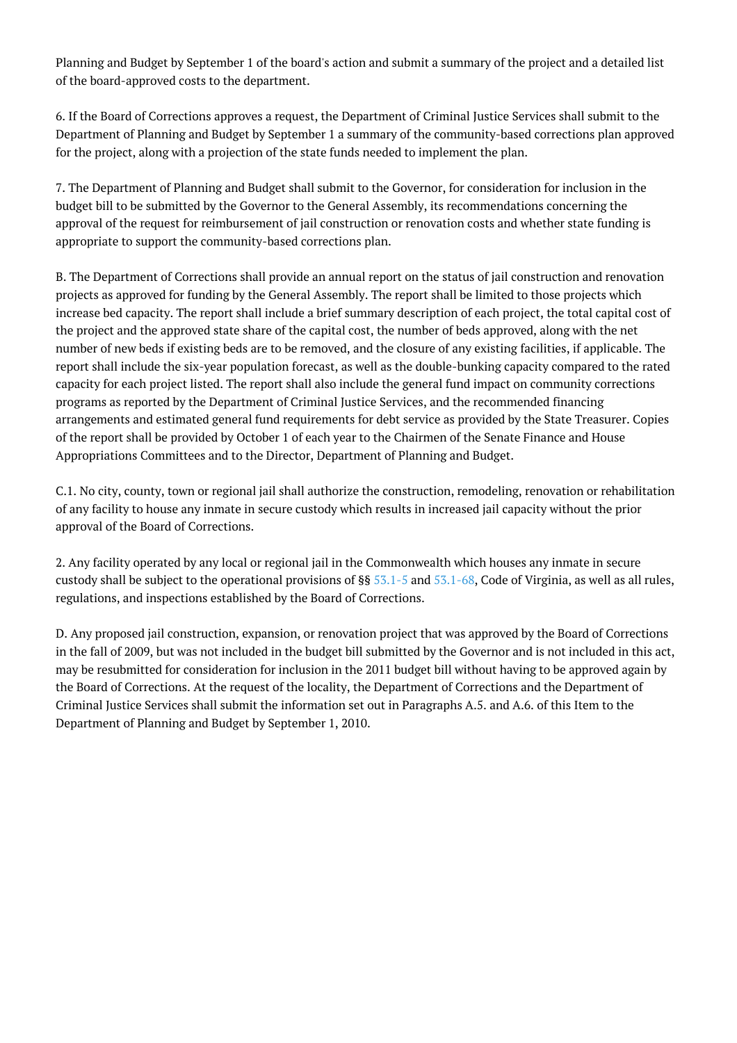Planning and Budget by September 1 of the board's action and submit a summary of the project and a detailed list of the board-approved costs to the department.

6. If the Board of Corrections approves a request, the Department of Criminal Justice Services shall submit to the Department of Planning and Budget by September 1 a summary of the community-based corrections plan approved for the project, along with a projection of the state funds needed to implement the plan.

7. The Department of Planning and Budget shall submit to the Governor, for consideration for inclusion in the budget bill to be submitted by the Governor to the General Assembly, its recommendations concerning the approval of the request for reimbursement of jail construction or renovation costs and whether state funding is appropriate to support the community-based corrections plan.

B. The Department of Corrections shall provide an annual report on the status of jail construction and renovation projects as approved for funding by the General Assembly. The report shall be limited to those projects which increase bed capacity. The report shall include a brief summary description of each project, the total capital cost of the project and the approved state share of the capital cost, the number of beds approved, along with the net number of new beds if existing beds are to be removed, and the closure of any existing facilities, if applicable. The report shall include the six-year population forecast, as well as the double-bunking capacity compared to the rated capacity for each project listed. The report shall also include the general fund impact on community corrections programs as reported by the Department of Criminal Justice Services, and the recommended financing arrangements and estimated general fund requirements for debt service as provided by the State Treasurer. Copies of the report shall be provided by October 1 of each year to the Chairmen of the Senate Finance and House Appropriations Committees and to the Director, Department of Planning and Budget.

C.1. No city, county, town or regional jail shall authorize the construction, remodeling, renovation or rehabilitation of any facility to house any inmate in secure custody which results in increased jail capacity without the prior approval of the Board of Corrections.

2. Any facility operated by any local or regional jail in the Commonwealth which houses any inmate in secure custody shall be subject to the operational provisions of §§ 53.1-5 and 53.1-68, Code of Virginia, as well as all rules, regulations, and inspections established by the Board of Corrections.

D. Any proposed jail construction, expansion, or renovation project that was approved by the Board of Corrections in the fall of 2009, but was not included in the budget bill submitted by the Governor and is not included in this act, may be resubmitted for consideration for inclusion in the 2011 budget bill without having to be approved again by the Board of Corrections. At the request of the locality, the Department of Corrections and the Department of Criminal Justice Services shall submit the information set out in Paragraphs A.5. and A.6. of this Item to the Department of Planning and Budget by September 1, 2010.